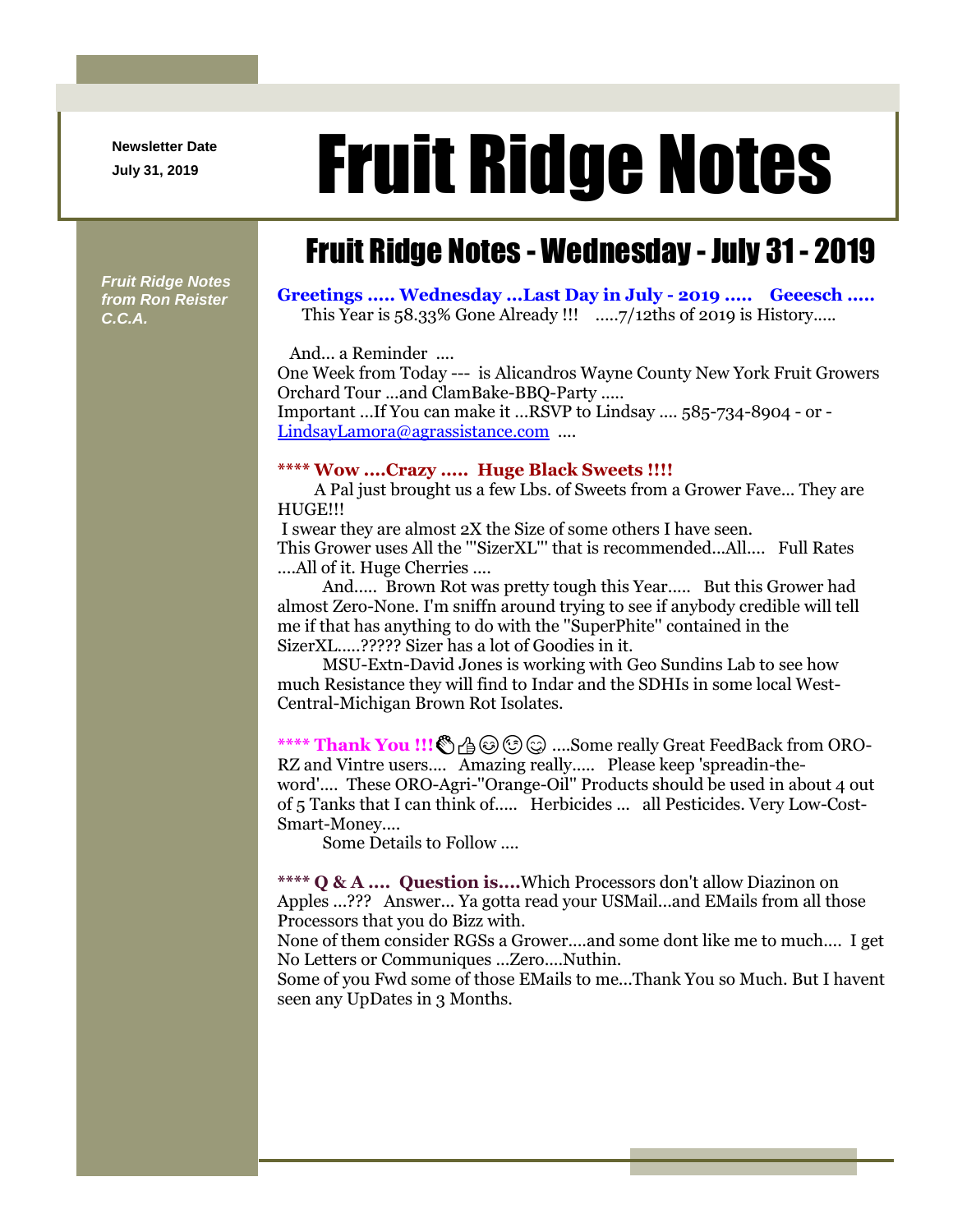Newsletter Date

July 31, 2019

# Fruit Ridge Notes

*Fruit Ridge Notes from Ron Reister C.C.A.*

## Fruit Ridge Notes - Wednesday - July 31 - 2019

**Greetings ….. Wednesday …Last Day in July - 2019 ….. Geeesch …..**
This Year is 58.33% Gone Already !!! …..7/12ths of 2019 is History…..

And... a Reminder ….
One Week from Today --- is Alicandros Wayne County New York Fruit Growers Orchard Tour …and ClamBake-BBQ-Party …..
Important …If You can make it …RSVP to Lindsay …. 585-734-8904 - or - LindsayLamora@agrassistance.com ….

**\*\*\*\* Wow ….Crazy ….. Huge Black Sweets !!!!**
A Pal just brought us a few Lbs. of Sweets from a Grower Fave… They are HUGE!!!
I swear they are almost 2X the Size of some others I have seen.
This Grower uses All the '"SizerXL"' that is recommended…All…. Full Rates ….All of it. Huge Cherries ….
And….. Brown Rot was pretty tough this Year….. But this Grower had almost Zero-None. I'm sniffn around trying to see if anybody credible will tell me if that has anything to do with the "SuperPhite" contained in the SizerXL…..????? Sizer has a lot of Goodies in it.
MSU-Extn-David Jones is working with Geo Sundins Lab to see how much Resistance they will find to Indar and the SDHIs in some local West-Central-Michigan Brown Rot Isolates.

**\*\*\*\* Thank You !!!**👏👍😊😉😋 ….Some really Great FeedBack from ORO-RZ and Vintre users…. Amazing really….. Please keep 'spreadin-the-word'…. These ORO-Agri-"Orange-Oil" Products should be used in about 4 out of 5 Tanks that I can think of….. Herbicides … all Pesticides. Very Low-Cost-Smart-Money….
Some Details to Follow ….

**\*\*\*\* Q & A …. Question is….**Which Processors don't allow Diazinon on Apples …??? Answer… Ya gotta read your USMail…and EMails from all those Processors that you do Bizz with.
None of them consider RGSs a Grower….and some dont like me to much…. I get No Letters or Communiques …Zero….Nuthin.
Some of you Fwd some of those EMails to me…Thank You so Much. But I havent seen any UpDates in 3 Months.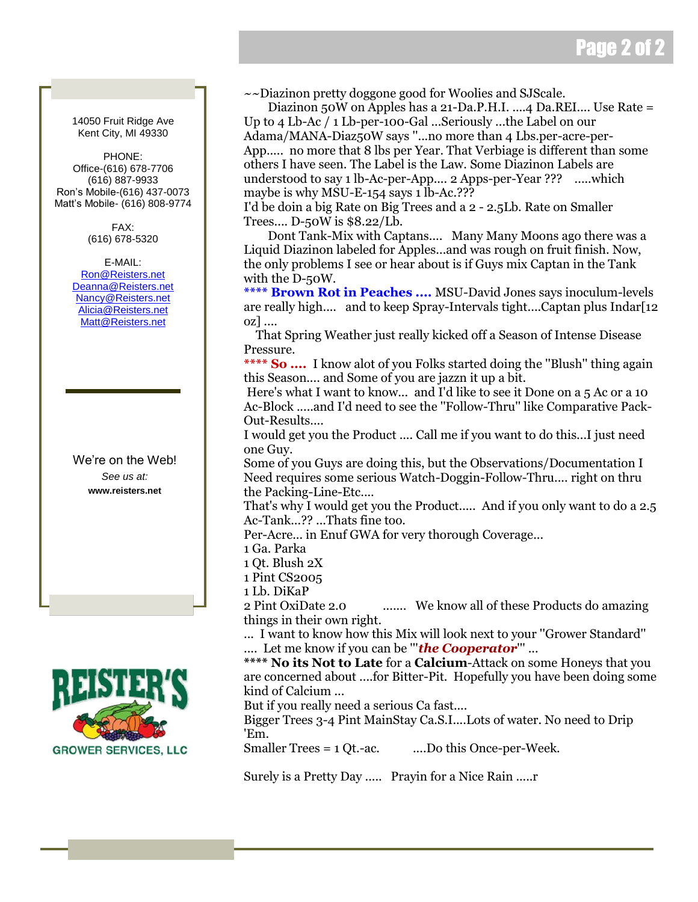14050 Fruit Ridge Ave
Kent City, MI 49330

PHONE:
Office-(616) 678-7706
(616) 887-9933
Ron's Mobile-(616) 437-0073
Matt's Mobile- (616) 808-9774

FAX:
(616) 678-5320

E-MAIL:
Ron@Reisters.net
Deanna@Reisters.net
Nancy@Reisters.net
Alicia@Reisters.net
Matt@Reisters.net

We're on the Web!
*See us at:*
**www.reisters.net**

REISTER'S GROWER SERVICES, LLC

~~Diazinon pretty doggone good for Woolies and SJScale.

Diazinon 50W on Apples has a 21-Da.P.H.I. ....4 Da.REI.... Use Rate = Up to 4 Lb-Ac / 1 Lb-per-100-Gal ...Seriously ...the Label on our Adama/MANA-Diaz50W says "...no more than 4 Lbs.per-acre-per-App..... no more that 8 lbs per Year. That Verbiage is different than some others I have seen. The Label is the Law. Some Diazinon Labels are understood to say 1 lb-Ac-per-App.... 2 Apps-per-Year ??? .....which maybe is why MSU-E-154 says 1 lb-Ac.???
I'd be doin a big Rate on Big Trees and a 2 - 2.5Lb. Rate on Smaller Trees.... D-50W is $8.22/Lb.

Dont Tank-Mix with Captans.... Many Many Moons ago there was a Liquid Diazinon labeled for Apples...and was rough on fruit finish. Now, the only problems I see or hear about is if Guys mix Captan in the Tank with the D-50W.

**\*\*\*\* Brown Rot in Peaches ....** MSU-David Jones says inoculum-levels are really high.... and to keep Spray-Intervals tight....Captan plus Indar[12 oz] ....

That Spring Weather just really kicked off a Season of Intense Disease Pressure.

**\*\*\*\* So ....** I know alot of you Folks started doing the "Blush" thing again this Season.... and Some of you are jazzn it up a bit.
Here's what I want to know... and I'd like to see it Done on a 5 Ac or a 10 Ac-Block .....and I'd need to see the "Follow-Thru" like Comparative Pack-Out-Results....
I would get you the Product .... Call me if you want to do this...I just need one Guy.
Some of you Guys are doing this, but the Observations/Documentation I Need requires some serious Watch-Doggin-Follow-Thru.... right on thru the Packing-Line-Etc....
That's why I would get you the Product..... And if you only want to do a 2.5 Ac-Tank...?? ...Thats fine too.
Per-Acre... in Enuf GWA for very thorough Coverage...
1 Ga. Parka
1 Qt. Blush 2X
1 Pint CS2005
1 Lb. DiKaP
2 Pint OxiDate 2.0 ....... We know all of these Products do amazing things in their own right.
... I want to know how this Mix will look next to your "Grower Standard" .... Let me know if you can be "'***the Cooperator***'" ...

**\*\*\*\* No its Not to Late** for a **Calcium**-Attack on some Honeys that you are concerned about ....for Bitter-Pit. Hopefully you have been doing some kind of Calcium ...
But if you really need a serious Ca fast....
Bigger Trees 3-4 Pint MainStay Ca.S.I....Lots of water. No need to Drip 'Em.
Smaller Trees = 1 Qt.-ac. ....Do this Once-per-Week.

Surely is a Pretty Day ..... Prayin for a Nice Rain .....r